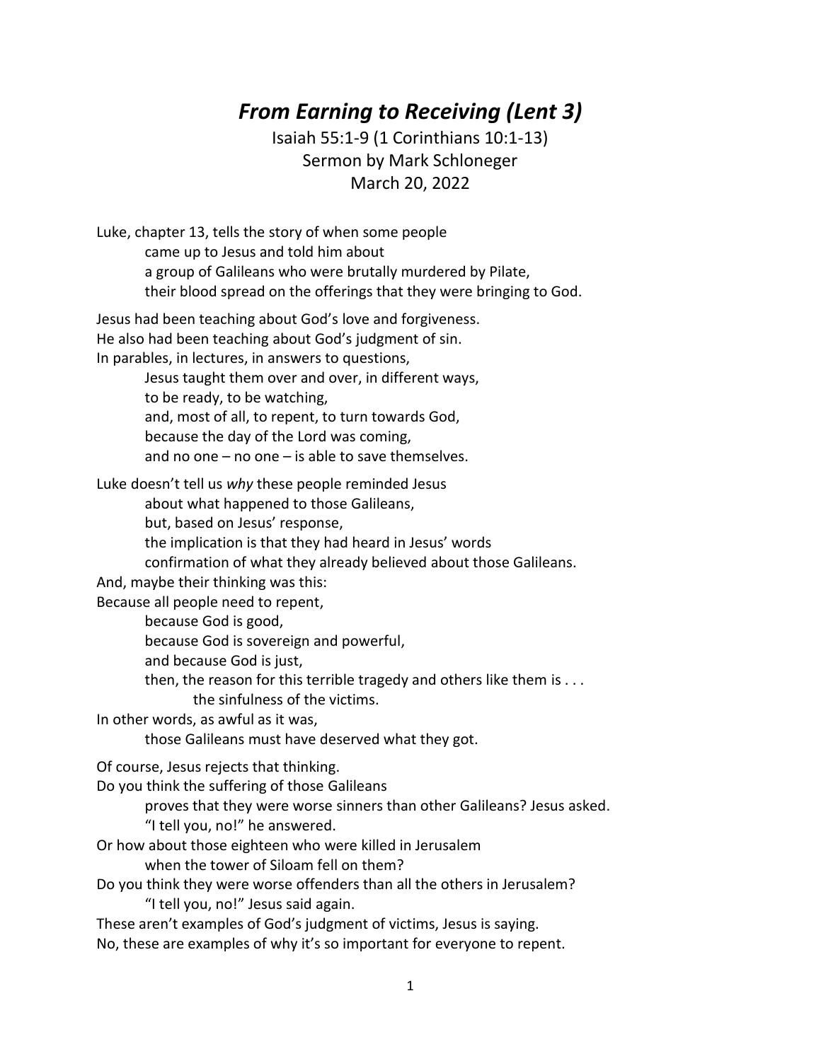# *From Earning to Receiving (Lent 3)*

Isaiah 55:1-9 (1 Corinthians 10:1-13)
Sermon by Mark Schloneger
March 20, 2022

Luke, chapter 13, tells the story of when some people
came up to Jesus and told him about
a group of Galileans who were brutally murdered by Pilate,
their blood spread on the offerings that they were bringing to God.

Jesus had been teaching about God's love and forgiveness.
He also had been teaching about God's judgment of sin.
In parables, in lectures, in answers to questions,
Jesus taught them over and over, in different ways,
to be ready, to be watching,
and, most of all, to repent, to turn towards God,
because the day of the Lord was coming,
and no one – no one – is able to save themselves.

Luke doesn't tell us *why* these people reminded Jesus
about what happened to those Galileans,
but, based on Jesus' response,
the implication is that they had heard in Jesus' words
confirmation of what they already believed about those Galileans.
And, maybe their thinking was this:
Because all people need to repent,
because God is good,
because God is sovereign and powerful,
and because God is just,
then, the reason for this terrible tragedy and others like them is . . .
the sinfulness of the victims.
In other words, as awful as it was,
those Galileans must have deserved what they got.

Of course, Jesus rejects that thinking.
Do you think the suffering of those Galileans
proves that they were worse sinners than other Galileans? Jesus asked.
"I tell you, no!" he answered.
Or how about those eighteen who were killed in Jerusalem
when the tower of Siloam fell on them?
Do you think they were worse offenders than all the others in Jerusalem?
"I tell you, no!" Jesus said again.
These aren't examples of God's judgment of victims, Jesus is saying.
No, these are examples of why it's so important for everyone to repent.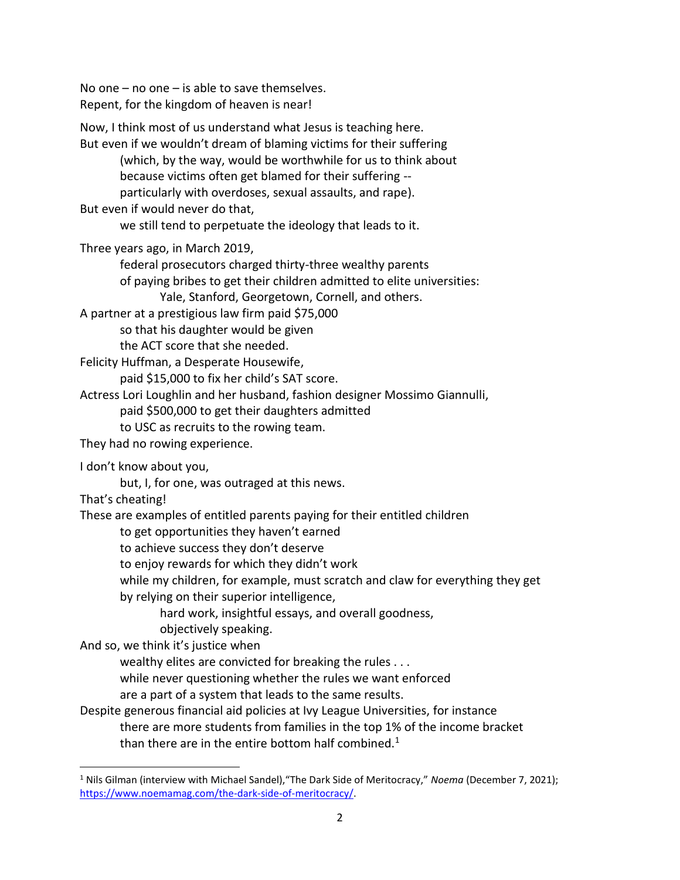No one – no one – is able to save themselves.
Repent, for the kingdom of heaven is near!

Now, I think most of us understand what Jesus is teaching here.
But even if we wouldn't dream of blaming victims for their suffering
 (which, by the way, would be worthwhile for us to think about
 because victims often get blamed for their suffering --
 particularly with overdoses, sexual assaults, and rape).
But even if would never do that,
 we still tend to perpetuate the ideology that leads to it.

Three years ago, in March 2019,
 federal prosecutors charged thirty-three wealthy parents
 of paying bribes to get their children admitted to elite universities:
  Yale, Stanford, Georgetown, Cornell, and others.
A partner at a prestigious law firm paid $75,000
 so that his daughter would be given
 the ACT score that she needed.
Felicity Huffman, a Desperate Housewife,
 paid $15,000 to fix her child's SAT score.
Actress Lori Loughlin and her husband, fashion designer Mossimo Giannulli,
 paid $500,000 to get their daughters admitted
 to USC as recruits to the rowing team.
They had no rowing experience.

I don't know about you,
 but, I, for one, was outraged at this news.
That's cheating!
These are examples of entitled parents paying for their entitled children
 to get opportunities they haven't earned
 to achieve success they don't deserve
 to enjoy rewards for which they didn't work
 while my children, for example, must scratch and claw for everything they get
 by relying on their superior intelligence,
  hard work, insightful essays, and overall goodness,
  objectively speaking.
And so, we think it's justice when
 wealthy elites are convicted for breaking the rules . . .
 while never questioning whether the rules we want enforced
 are a part of a system that leads to the same results.
Despite generous financial aid policies at Ivy League Universities, for instance
 there are more students from families in the top 1% of the income bracket
 than there are in the entire bottom half combined.[1]

---

[1] Nils Gilman (interview with Michael Sandel),"The Dark Side of Meritocracy," *Noema* (December 7, 2021); https://www.noemamag.com/the-dark-side-of-meritocracy/.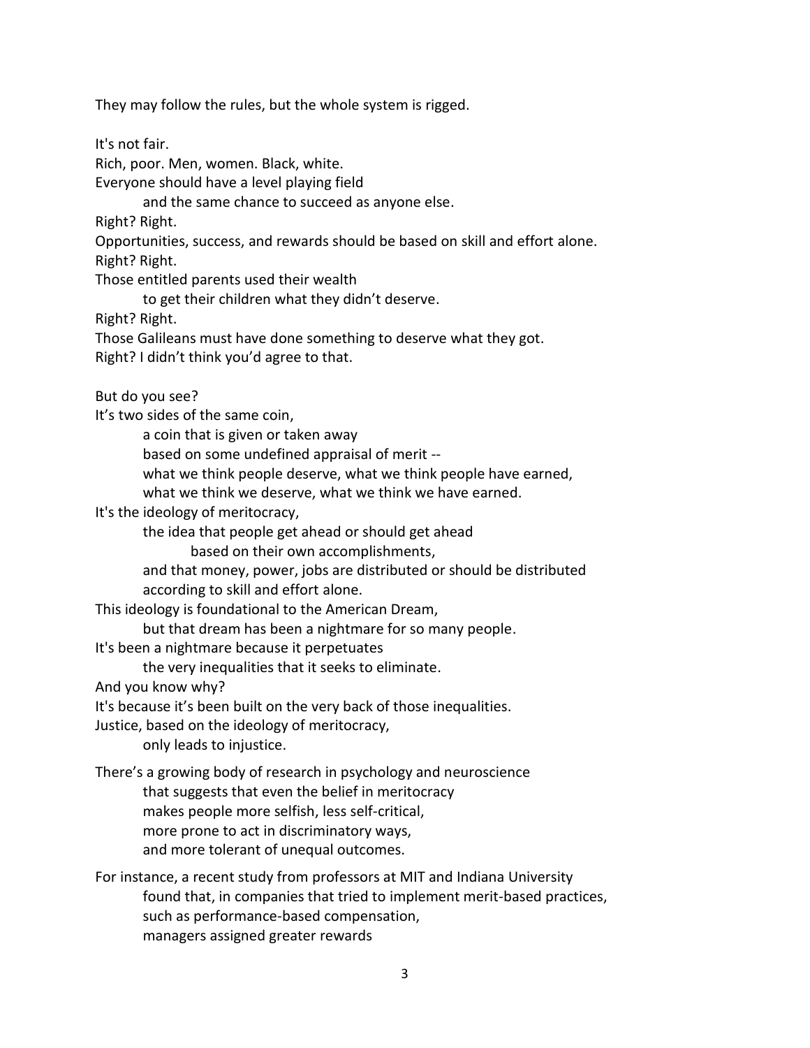They may follow the rules, but the whole system is rigged.

It's not fair.  
Rich, poor. Men, women. Black, white.  
Everyone should have a level playing field  
    and the same chance to succeed as anyone else.  
Right? Right.  
Opportunities, success, and rewards should be based on skill and effort alone.  
Right? Right.  
Those entitled parents used their wealth  
    to get their children what they didn't deserve.  
Right? Right.  
Those Galileans must have done something to deserve what they got.  
Right? I didn't think you'd agree to that.

But do you see?  
It's two sides of the same coin,  
    a coin that is given or taken away  
    based on some undefined appraisal of merit --  
    what we think people deserve, what we think people have earned,  
    what we think we deserve, what we think we have earned.  
It's the ideology of meritocracy,  
    the idea that people get ahead or should get ahead  
        based on their own accomplishments,  
    and that money, power, jobs are distributed or should be distributed  
    according to skill and effort alone.  
This ideology is foundational to the American Dream,  
    but that dream has been a nightmare for so many people.  
It's been a nightmare because it perpetuates  
    the very inequalities that it seeks to eliminate.  
And you know why?  
It's because it's been built on the very back of those inequalities.  
Justice, based on the ideology of meritocracy,  
    only leads to injustice.

There's a growing body of research in psychology and neuroscience  
    that suggests that even the belief in meritocracy  
    makes people more selfish, less self-critical,  
    more prone to act in discriminatory ways,  
    and more tolerant of unequal outcomes.

For instance, a recent study from professors at MIT and Indiana University  
    found that, in companies that tried to implement merit-based practices,  
    such as performance-based compensation,  
    managers assigned greater rewards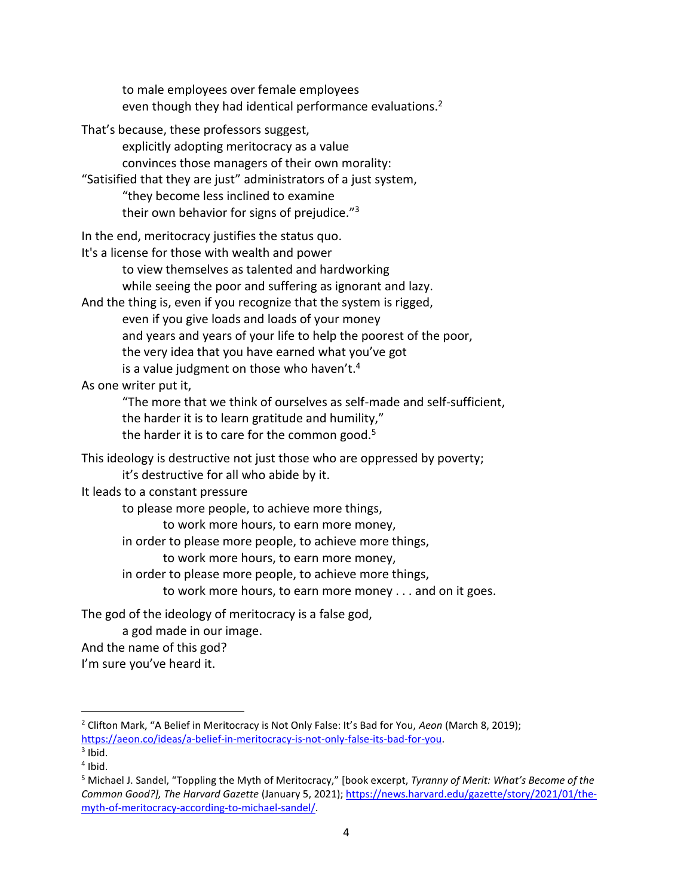to male employees over female employees
even though they had identical performance evaluations.[2]

That's because, these professors suggest,
explicitly adopting meritocracy as a value
convinces those managers of their own morality:
"Satisified that they are just" administrators of a just system,
"they become less inclined to examine
their own behavior for signs of prejudice."[3]

In the end, meritocracy justifies the status quo.
It's a license for those with wealth and power
to view themselves as talented and hardworking
while seeing the poor and suffering as ignorant and lazy.
And the thing is, even if you recognize that the system is rigged,
even if you give loads and loads of your money
and years and years of your life to help the poorest of the poor,
the very idea that you have earned what you've got
is a value judgment on those who haven't.[4]
As one writer put it,
"The more that we think of ourselves as self-made and self-sufficient,
the harder it is to learn gratitude and humility,"
the harder it is to care for the common good.[5]

This ideology is destructive not just those who are oppressed by poverty;
it's destructive for all who abide by it.
It leads to a constant pressure
to please more people, to achieve more things,
to work more hours, to earn more money,
in order to please more people, to achieve more things,
to work more hours, to earn more money,
in order to please more people, to achieve more things,
to work more hours, to earn more money . . . and on it goes.

The god of the ideology of meritocracy is a false god,
a god made in our image.
And the name of this god?
I'm sure you've heard it.

---

[2] Clifton Mark, "A Belief in Meritocracy is Not Only False: It's Bad for You, *Aeon* (March 8, 2019); https://aeon.co/ideas/a-belief-in-meritocracy-is-not-only-false-its-bad-for-you.

[3] Ibid.

[4] Ibid.

[5] Michael J. Sandel, "Toppling the Myth of Meritocracy," [book excerpt, *Tyranny of Merit: What's Become of the Common Good?], The Harvard Gazette* (January 5, 2021); https://news.harvard.edu/gazette/story/2021/01/the-myth-of-meritocracy-according-to-michael-sandel/.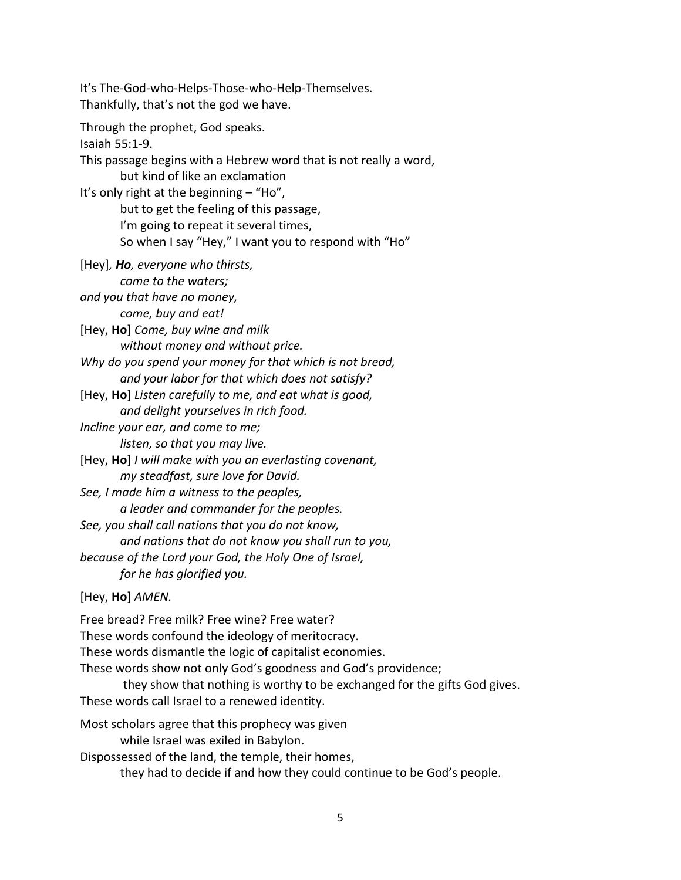It’s The-God-who-Helps-Those-who-Help-Themselves.
Thankfully, that’s not the god we have.

Through the prophet, God speaks.
Isaiah 55:1-9.
This passage begins with a Hebrew word that is not really a word,
    but kind of like an exclamation
It’s only right at the beginning – “Ho”,
    but to get the feeling of this passage,
    I’m going to repeat it several times,
    So when I say “Hey,” I want you to respond with “Ho”

[Hey], ***Ho****, everyone who thirsts,*
    *come to the waters;*
*and you that have no money,*
    *come, buy and eat!*
[Hey, **Ho**] *Come, buy wine and milk*
    *without money and without price.*
*Why do you spend your money for that which is not bread,*
    *and your labor for that which does not satisfy?*
[Hey, **Ho**] *Listen carefully to me, and eat what is good,*
    *and delight yourselves in rich food.*
*Incline your ear, and come to me;*
    *listen, so that you may live.*
[Hey, **Ho**] *I will make with you an everlasting covenant,*
    *my steadfast, sure love for David.*
*See, I made him a witness to the peoples,*
    *a leader and commander for the peoples.*
*See, you shall call nations that you do not know,*
    *and nations that do not know you shall run to you,*
*because of the Lord your God, the Holy One of Israel,*
    *for he has glorified you.*

[Hey, **Ho**] *AMEN.*

Free bread? Free milk? Free wine? Free water?
These words confound the ideology of meritocracy.
These words dismantle the logic of capitalist economies.
These words show not only God’s goodness and God’s providence;
    they show that nothing is worthy to be exchanged for the gifts God gives.
These words call Israel to a renewed identity.

Most scholars agree that this prophecy was given
    while Israel was exiled in Babylon.
Dispossessed of the land, the temple, their homes,
    they had to decide if and how they could continue to be God’s people.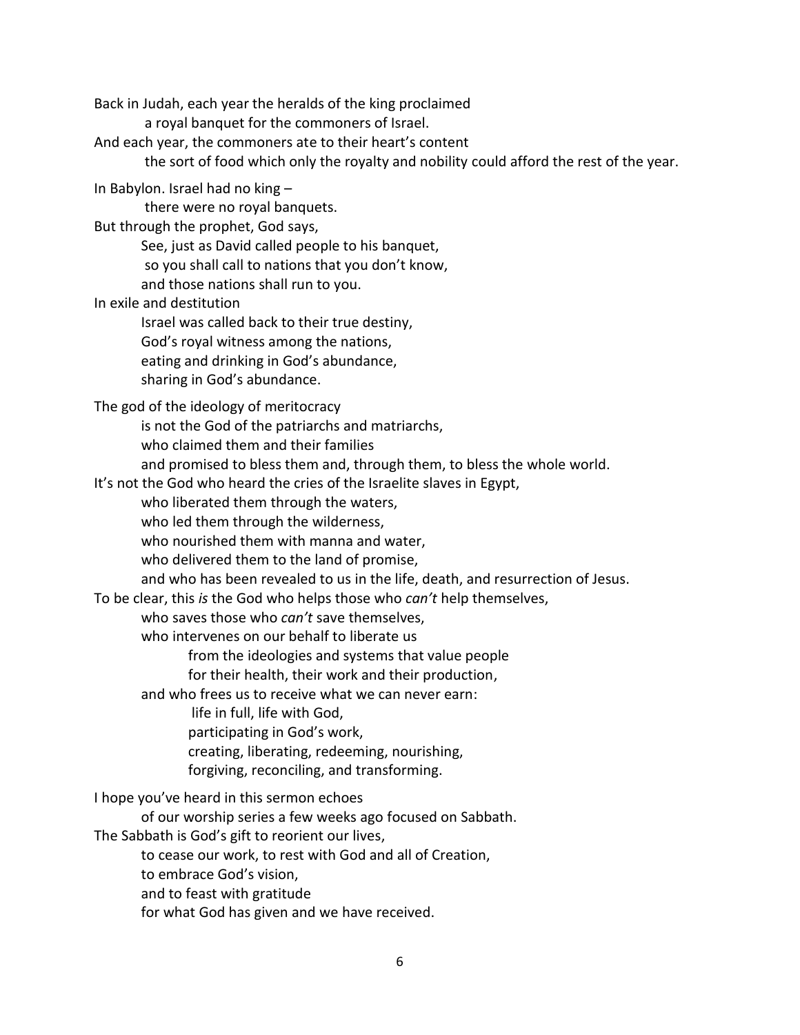Back in Judah, each year the heralds of the king proclaimed
a royal banquet for the commoners of Israel.
And each year, the commoners ate to their heart's content
the sort of food which only the royalty and nobility could afford the rest of the year.

In Babylon. Israel had no king –
there were no royal banquets.
But through the prophet, God says,
See, just as David called people to his banquet,
so you shall call to nations that you don't know,
and those nations shall run to you.
In exile and destitution
Israel was called back to their true destiny,
God's royal witness among the nations,
eating and drinking in God's abundance,
sharing in God's abundance.

The god of the ideology of meritocracy
is not the God of the patriarchs and matriarchs,
who claimed them and their families
and promised to bless them and, through them, to bless the whole world.
It's not the God who heard the cries of the Israelite slaves in Egypt,
who liberated them through the waters,
who led them through the wilderness,
who nourished them with manna and water,
who delivered them to the land of promise,
and who has been revealed to us in the life, death, and resurrection of Jesus.
To be clear, this *is* the God who helps those who *can't* help themselves,
who saves those who *can't* save themselves,
who intervenes on our behalf to liberate us
from the ideologies and systems that value people
for their health, their work and their production,
and who frees us to receive what we can never earn:
life in full, life with God,
participating in God's work,
creating, liberating, redeeming, nourishing,
forgiving, reconciling, and transforming.

I hope you've heard in this sermon echoes
of our worship series a few weeks ago focused on Sabbath.
The Sabbath is God's gift to reorient our lives,
to cease our work, to rest with God and all of Creation,
to embrace God's vision,
and to feast with gratitude
for what God has given and we have received.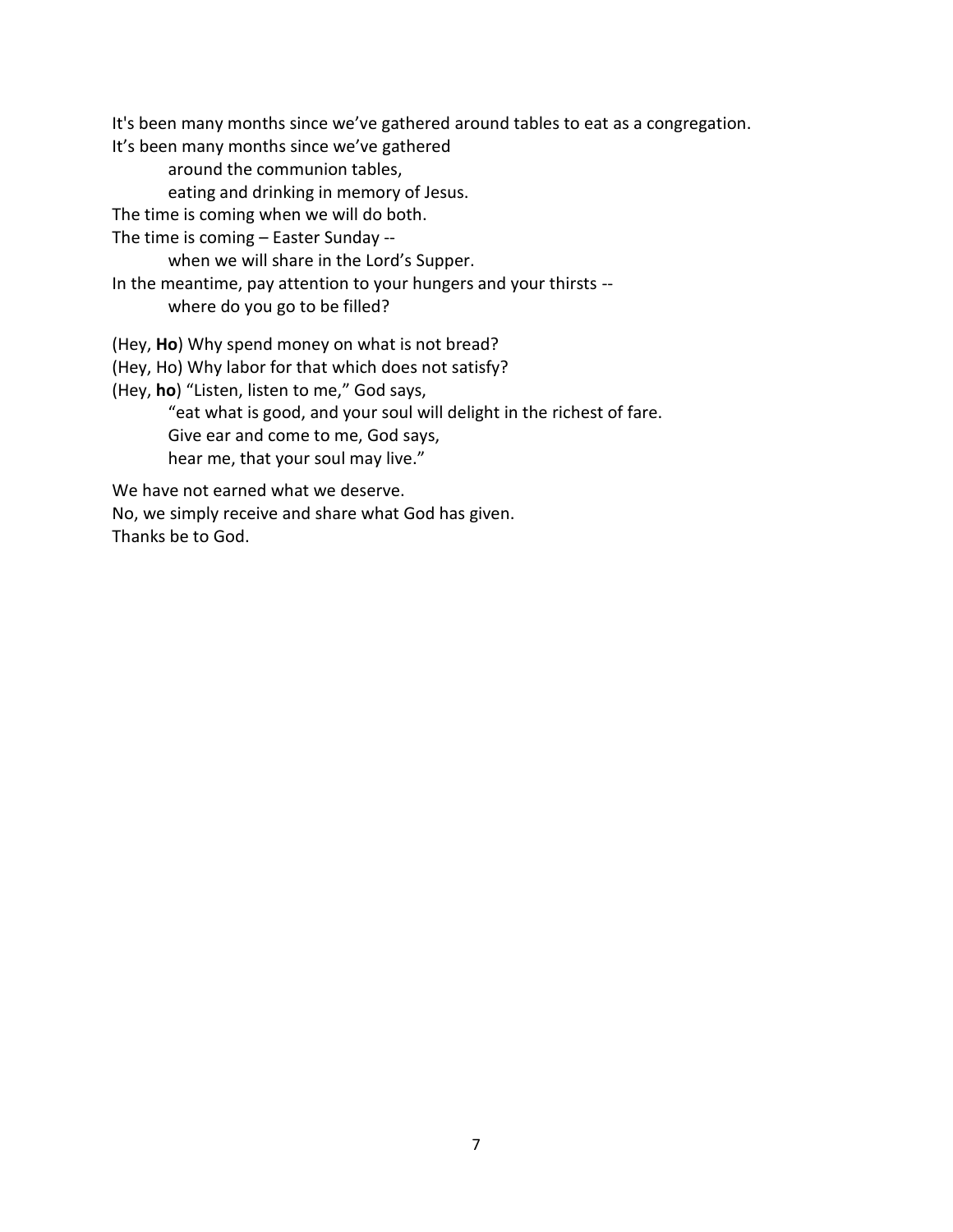It's been many months since we've gathered around tables to eat as a congregation.
It's been many months since we've gathered
    around the communion tables,
    eating and drinking in memory of Jesus.
The time is coming when we will do both.
The time is coming – Easter Sunday --
    when we will share in the Lord's Supper.
In the meantime, pay attention to your hungers and your thirsts --
    where do you go to be filled?

(Hey, **Ho**) Why spend money on what is not bread?
(Hey, Ho) Why labor for that which does not satisfy?
(Hey, **ho**) "Listen, listen to me," God says,
    "eat what is good, and your soul will delight in the richest of fare.
    Give ear and come to me, God says,
    hear me, that your soul may live."

We have not earned what we deserve.
No, we simply receive and share what God has given.
Thanks be to God.